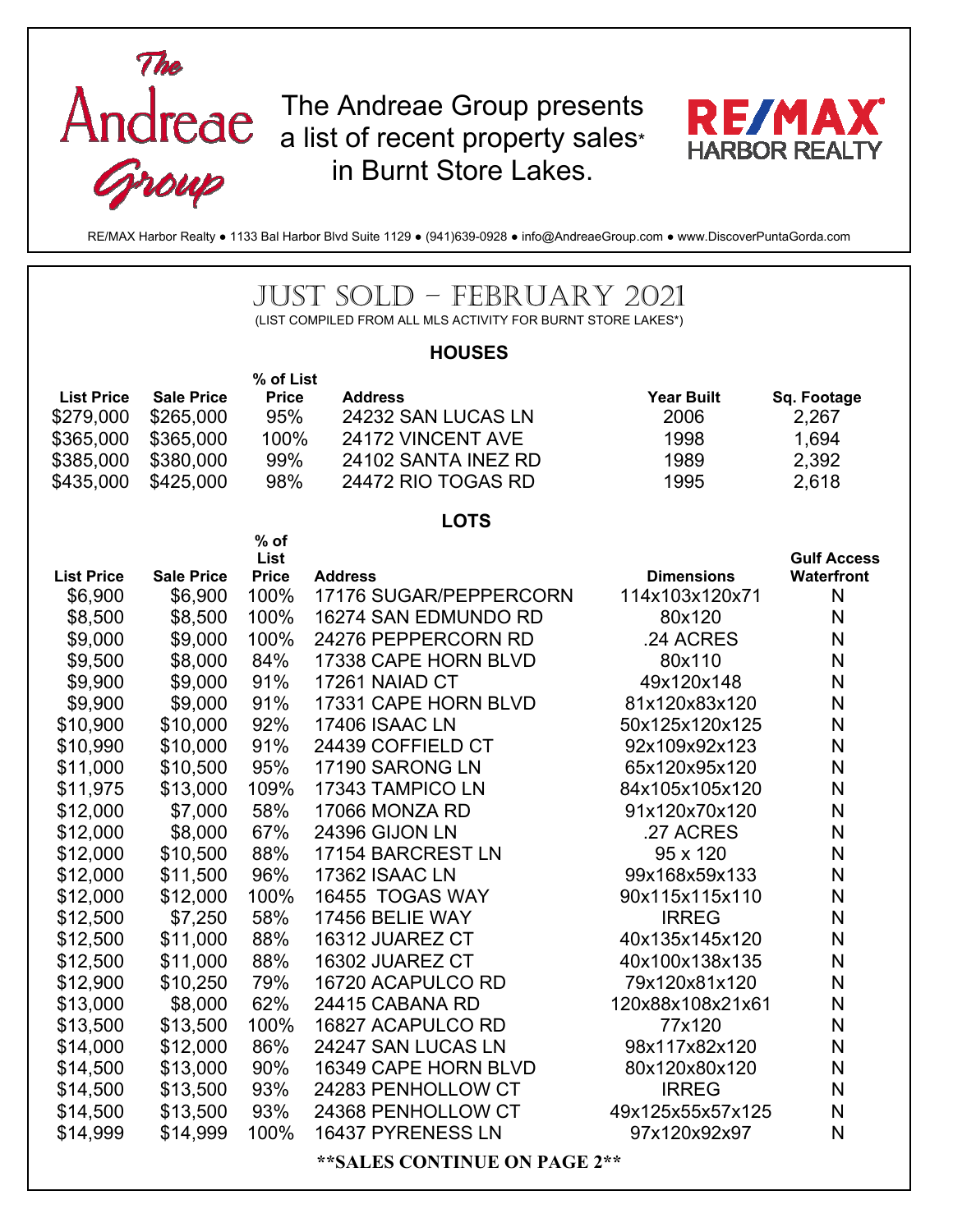The Andreae Group

The Andreae Group presents a list of recent property sales* in Burnt Store Lakes.

RE/MAX HARBOR REALTY

RE/MAX Harbor Realty ● 1133 Bal Harbor Blvd Suite 1129 ● (941)639-0928 ● info@AndreaeGroup.com ● www.DiscoverPuntaGorda.com

# JUST SOLD – FEBRUARY 2021

(LIST COMPILED FROM ALL MLS ACTIVITY FOR BURNT STORE LAKES*)

## HOUSES

| List Price | Sale Price | % of List Price | Address | Year Built | Sq. Footage |
|---|---|---|---|---|---|
| $279,000 | $265,000 | 95% | 24232 SAN LUCAS LN | 2006 | 2,267 |
| $365,000 | $365,000 | 100% | 24172 VINCENT AVE | 1998 | 1,694 |
| $385,000 | $380,000 | 99% | 24102 SANTA INEZ RD | 1989 | 2,392 |
| $435,000 | $425,000 | 98% | 24472 RIO TOGAS RD | 1995 | 2,618 |

## LOTS

| List Price | Sale Price | % of List Price | Address | Dimensions | Gulf Access Waterfront |
|---|---|---|---|---|---|
| $6,900 | $6,900 | 100% | 17176 SUGAR/PEPPERCORN | 114x103x120x71 | N |
| $8,500 | $8,500 | 100% | 16274 SAN EDMUNDO RD | 80x120 | N |
| $9,000 | $9,000 | 100% | 24276 PEPPERCORN RD | .24 ACRES | N |
| $9,500 | $8,000 | 84% | 17338 CAPE HORN BLVD | 80x110 | N |
| $9,900 | $9,000 | 91% | 17261 NAIAD CT | 49x120x148 | N |
| $9,900 | $9,000 | 91% | 17331 CAPE HORN BLVD | 81x120x83x120 | N |
| $10,900 | $10,000 | 92% | 17406 ISAAC LN | 50x125x120x125 | N |
| $10,990 | $10,000 | 91% | 24439 COFFIELD CT | 92x109x92x123 | N |
| $11,000 | $10,500 | 95% | 17190 SARONG LN | 65x120x95x120 | N |
| $11,975 | $13,000 | 109% | 17343 TAMPICO LN | 84x105x105x120 | N |
| $12,000 | $7,000 | 58% | 17066 MONZA RD | 91x120x70x120 | N |
| $12,000 | $8,000 | 67% | 24396 GIJON LN | .27 ACRES | N |
| $12,000 | $10,500 | 88% | 17154 BARCREST LN | 95 x 120 | N |
| $12,000 | $11,500 | 96% | 17362 ISAAC LN | 99x168x59x133 | N |
| $12,000 | $12,000 | 100% | 16455 TOGAS WAY | 90x115x115x110 | N |
| $12,500 | $7,250 | 58% | 17456 BELIE WAY | IRREG | N |
| $12,500 | $11,000 | 88% | 16312 JUAREZ CT | 40x135x145x120 | N |
| $12,500 | $11,000 | 88% | 16302 JUAREZ CT | 40x100x138x135 | N |
| $12,900 | $10,250 | 79% | 16720 ACAPULCO RD | 79x120x81x120 | N |
| $13,000 | $8,000 | 62% | 24415 CABANA RD | 120x88x108x21x61 | N |
| $13,500 | $13,500 | 100% | 16827 ACAPULCO RD | 77x120 | N |
| $14,000 | $12,000 | 86% | 24247 SAN LUCAS LN | 98x117x82x120 | N |
| $14,500 | $13,000 | 90% | 16349 CAPE HORN BLVD | 80x120x80x120 | N |
| $14,500 | $13,500 | 93% | 24283 PENHOLLOW CT | IRREG | N |
| $14,500 | $13,500 | 93% | 24368 PENHOLLOW CT | 49x125x55x57x125 | N |
| $14,999 | $14,999 | 100% | 16437 PYRENESS LN | 97x120x92x97 | N |

**SALES CONTINUE ON PAGE 2**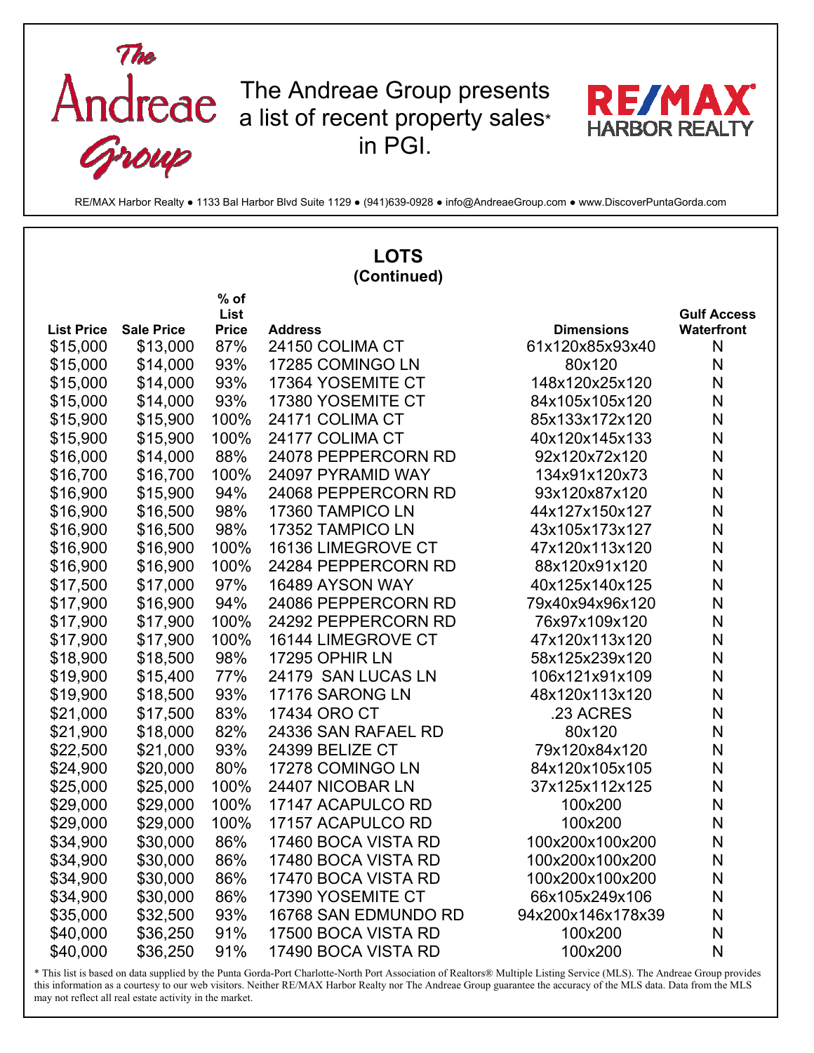The Andreae Group presents a list of recent property sales* in PGI.

RE/MAX Harbor Realty ● 1133 Bal Harbor Blvd Suite 1129 ● (941)639-0928 ● info@AndreaeGroup.com ● www.DiscoverPuntaGorda.com

## LOTS
### (Continued)

| List Price | Sale Price | % of List Price | Address | Dimensions | Gulf Access Waterfront |
|---|---|---|---|---|---|
| $15,000 | $13,000 | 87% | 24150 COLIMA CT | 61x120x85x93x40 | N |
| $15,000 | $14,000 | 93% | 17285 COMINGO LN | 80x120 | N |
| $15,000 | $14,000 | 93% | 17364 YOSEMITE CT | 148x120x25x120 | N |
| $15,000 | $14,000 | 93% | 17380 YOSEMITE CT | 84x105x105x120 | N |
| $15,900 | $15,900 | 100% | 24171 COLIMA CT | 85x133x172x120 | N |
| $15,900 | $15,900 | 100% | 24177 COLIMA CT | 40x120x145x133 | N |
| $16,000 | $14,000 | 88% | 24078 PEPPERCORN RD | 92x120x72x120 | N |
| $16,700 | $16,700 | 100% | 24097 PYRAMID WAY | 134x91x120x73 | N |
| $16,900 | $15,900 | 94% | 24068 PEPPERCORN RD | 93x120x87x120 | N |
| $16,900 | $16,500 | 98% | 17360 TAMPICO LN | 44x127x150x127 | N |
| $16,900 | $16,500 | 98% | 17352 TAMPICO LN | 43x105x173x127 | N |
| $16,900 | $16,900 | 100% | 16136 LIMEGROVE CT | 47x120x113x120 | N |
| $16,900 | $16,900 | 100% | 24284 PEPPERCORN RD | 88x120x91x120 | N |
| $17,500 | $17,000 | 97% | 16489 AYSON WAY | 40x125x140x125 | N |
| $17,900 | $16,900 | 94% | 24086 PEPPERCORN RD | 79x40x94x96x120 | N |
| $17,900 | $17,900 | 100% | 24292 PEPPERCORN RD | 76x97x109x120 | N |
| $17,900 | $17,900 | 100% | 16144 LIMEGROVE CT | 47x120x113x120 | N |
| $18,900 | $18,500 | 98% | 17295 OPHIR LN | 58x125x239x120 | N |
| $19,900 | $15,400 | 77% | 24179 SAN LUCAS LN | 106x121x91x109 | N |
| $19,900 | $18,500 | 93% | 17176 SARONG LN | 48x120x113x120 | N |
| $21,000 | $17,500 | 83% | 17434 ORO CT | .23 ACRES | N |
| $21,900 | $18,000 | 82% | 24336 SAN RAFAEL RD | 80x120 | N |
| $22,500 | $21,000 | 93% | 24399 BELIZE CT | 79x120x84x120 | N |
| $24,900 | $20,000 | 80% | 17278 COMINGO LN | 84x120x105x105 | N |
| $25,000 | $25,000 | 100% | 24407 NICOBAR LN | 37x125x112x125 | N |
| $29,000 | $29,000 | 100% | 17147 ACAPULCO RD | 100x200 | N |
| $29,000 | $29,000 | 100% | 17157 ACAPULCO RD | 100x200 | N |
| $34,900 | $30,000 | 86% | 17460 BOCA VISTA RD | 100x200x100x200 | N |
| $34,900 | $30,000 | 86% | 17480 BOCA VISTA RD | 100x200x100x200 | N |
| $34,900 | $30,000 | 86% | 17470 BOCA VISTA RD | 100x200x100x200 | N |
| $34,900 | $30,000 | 86% | 17390 YOSEMITE CT | 66x105x249x106 | N |
| $35,000 | $32,500 | 93% | 16768 SAN EDMUNDO RD | 94x200x146x178x39 | N |
| $40,000 | $36,250 | 91% | 17500 BOCA VISTA RD | 100x200 | N |
| $40,000 | $36,250 | 91% | 17490 BOCA VISTA RD | 100x200 | N |

* This list is based on data supplied by the Punta Gorda-Port Charlotte-North Port Association of Realtors® Multiple Listing Service (MLS). The Andreae Group provides this information as a courtesy to our web visitors. Neither RE/MAX Harbor Realty nor The Andreae Group guarantee the accuracy of the MLS data. Data from the MLS may not reflect all real estate activity in the market.